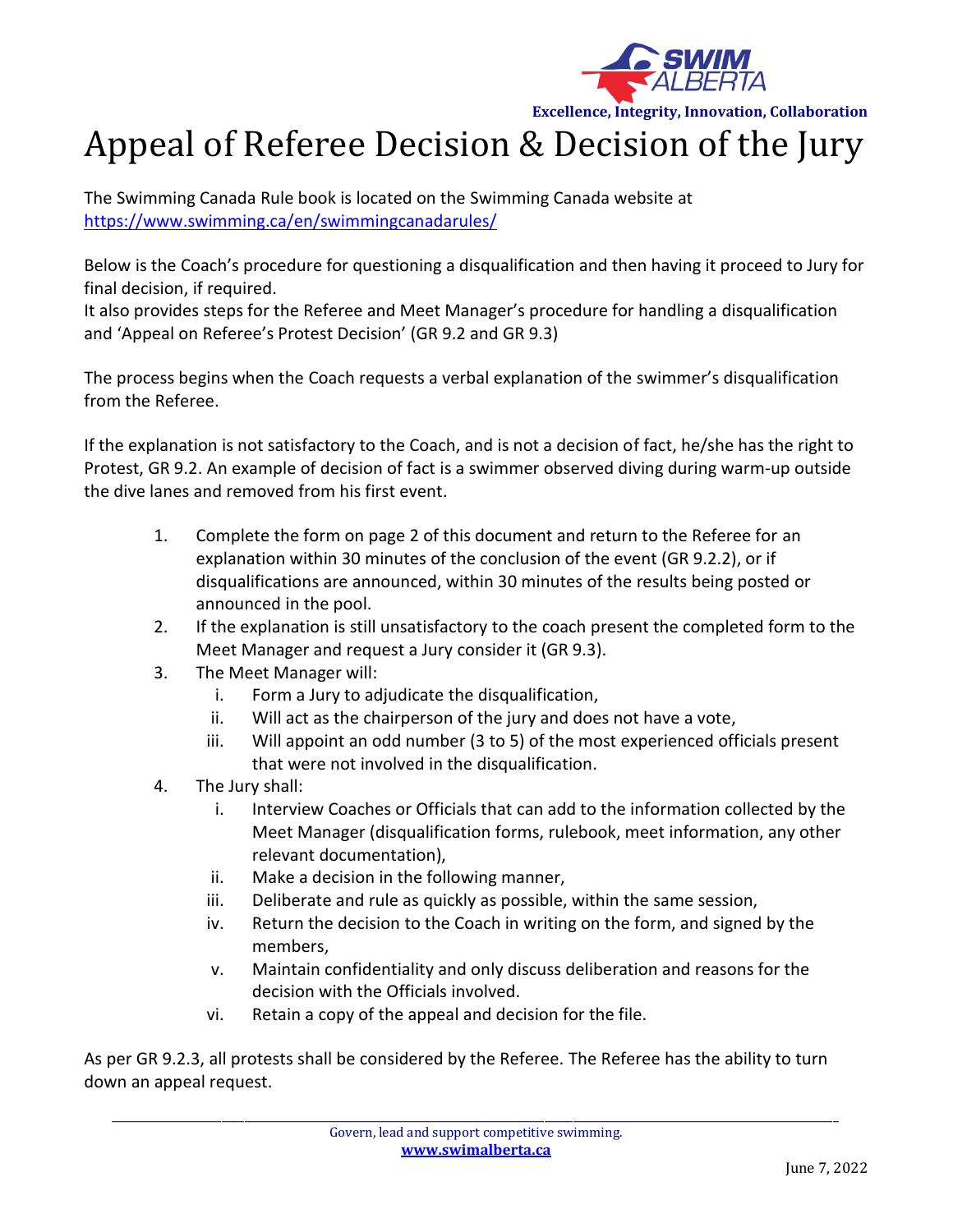Excellence, Integrity, Innovation, Collaboration

# Appeal of Referee Decision & Decision of the Jury

The Swimming Canada Rule book is located on the Swimming Canada website at https://www.swimming.ca/en/swimmingcanadarules/

Below is the Coach's procedure for questioning a disqualification and then having it proceed to Jury for final decision, if required.
It also provides steps for the Referee and Meet Manager's procedure for handling a disqualification and 'Appeal on Referee's Protest Decision' (GR 9.2 and GR 9.3)

The process begins when the Coach requests a verbal explanation of the swimmer's disqualification from the Referee.

If the explanation is not satisfactory to the Coach, and is not a decision of fact, he/she has the right to Protest, GR 9.2. An example of decision of fact is a swimmer observed diving during warm-up outside the dive lanes and removed from his first event.

1. Complete the form on page 2 of this document and return to the Referee for an explanation within 30 minutes of the conclusion of the event (GR 9.2.2), or if disqualifications are announced, within 30 minutes of the results being posted or announced in the pool.
2. If the explanation is still unsatisfactory to the coach present the completed form to the Meet Manager and request a Jury consider it (GR 9.3).
3. The Meet Manager will:
   i. Form a Jury to adjudicate the disqualification,
   ii. Will act as the chairperson of the jury and does not have a vote,
   iii. Will appoint an odd number (3 to 5) of the most experienced officials present that were not involved in the disqualification.
4. The Jury shall:
   i. Interview Coaches or Officials that can add to the information collected by the Meet Manager (disqualification forms, rulebook, meet information, any other relevant documentation),
   ii. Make a decision in the following manner,
   iii. Deliberate and rule as quickly as possible, within the same session,
   iv. Return the decision to the Coach in writing on the form, and signed by the members,
   v. Maintain confidentiality and only discuss deliberation and reasons for the decision with the Officials involved.
   vi. Retain a copy of the appeal and decision for the file.

As per GR 9.2.3, all protests shall be considered by the Referee. The Referee has the ability to turn down an appeal request.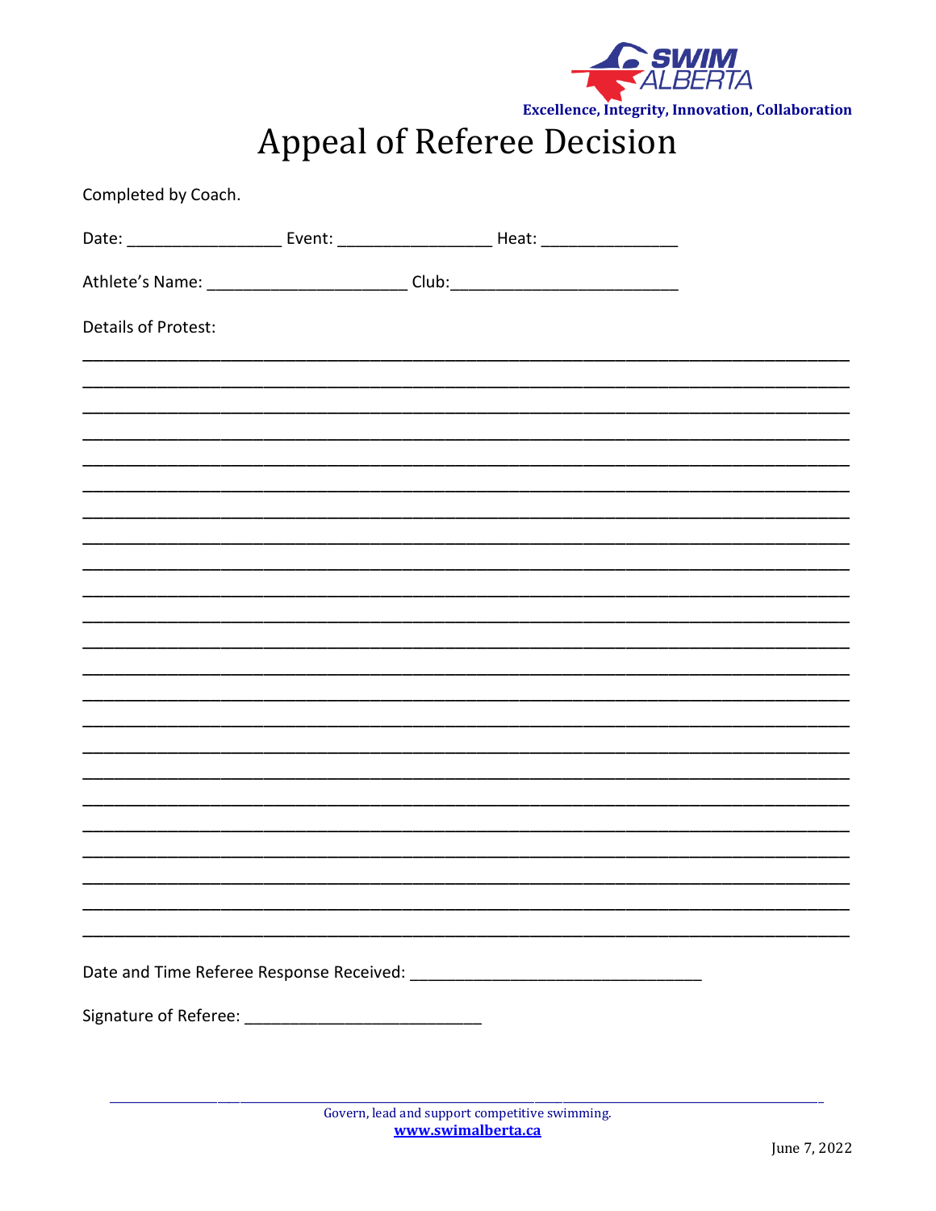Excellence, Integrity, Innovation, Collaboration

# Appeal of Referee Decision

Completed by Coach.

Date: ________________ Event: ________________ Heat: ______________

Athlete's Name: _____________________ Club:________________________

Details of Protest:

________________________________________________________________________________
________________________________________________________________________________
________________________________________________________________________________
________________________________________________________________________________
________________________________________________________________________________
________________________________________________________________________________
________________________________________________________________________________
________________________________________________________________________________
________________________________________________________________________________
________________________________________________________________________________
________________________________________________________________________________
________________________________________________________________________________
________________________________________________________________________________
________________________________________________________________________________
________________________________________________________________________________
________________________________________________________________________________
________________________________________________________________________________
________________________________________________________________________________
________________________________________________________________________________
________________________________________________________________________________
________________________________________________________________________________
________________________________________________________________________________
________________________________________________________________________________

Date and Time Referee Response Received: ______________________________

Signature of Referee: ________________________

Govern, lead and support competitive swimming.
www.swimalberta.ca

June 7, 2022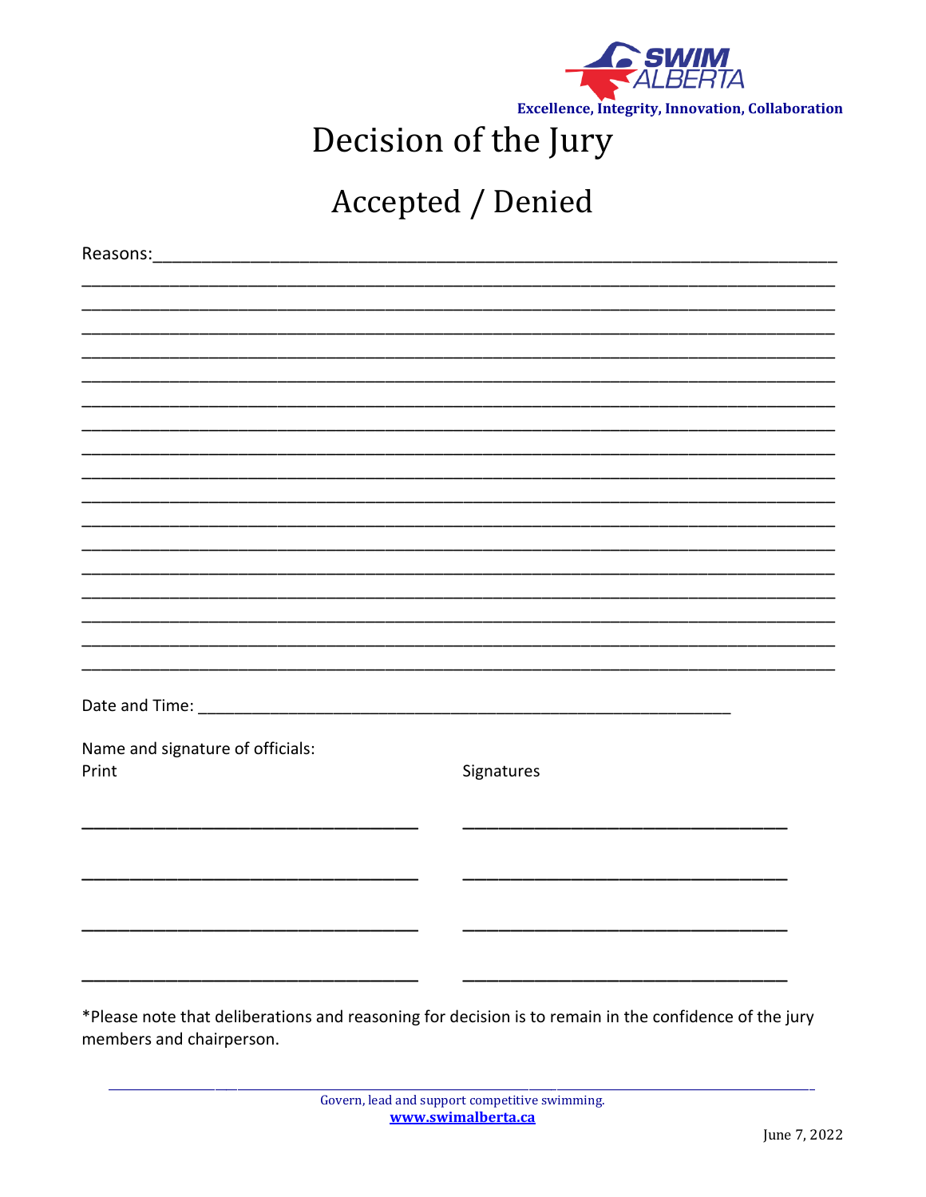Excellence, Integrity, Innovation, Collaboration

# Decision of the Jury

## Accepted / Denied

Reasons:_______________________________________________________________________
________________________________________________________________________________
________________________________________________________________________________
________________________________________________________________________________
________________________________________________________________________________
________________________________________________________________________________
________________________________________________________________________________
________________________________________________________________________________
________________________________________________________________________________
________________________________________________________________________________
________________________________________________________________________________
________________________________________________________________________________
________________________________________________________________________________
________________________________________________________________________________
________________________________________________________________________________
________________________________________________________________________________
________________________________________________________________________________
________________________________________________________________________________

Date and Time: ____________________________________________________________

Name and signature of officials:

| Print | Signatures |
|---|---|
| ________________________________ | ________________________________ |
| ________________________________ | ________________________________ |
| ________________________________ | ________________________________ |
| ________________________________ | ________________________________ |

*Please note that deliberations and reasoning for decision is to remain in the confidence of the jury members and chairperson.

Govern, lead and support competitive swimming.
www.swimalberta.ca

June 7, 2022